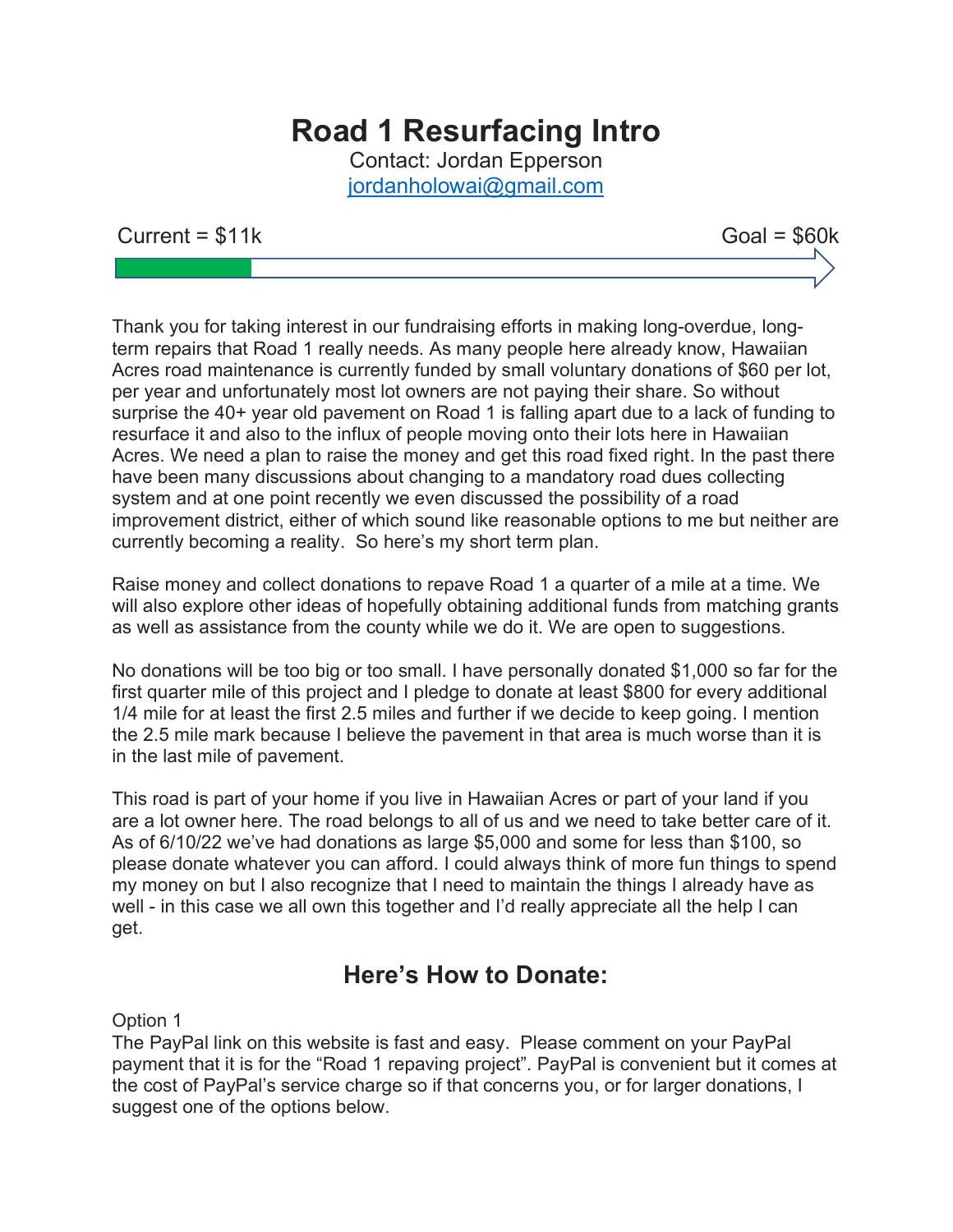# Road 1 Resurfacing Intro

Contact: Jordan Epperson
[jordanholowai@gmail.com](mailto:jordanholowai@gmail.com)

Current = $11k                                                                 Goal = $60k

Thank you for taking interest in our fundraising efforts in making long-overdue, long-term repairs that Road 1 really needs. As many people here already know, Hawaiian Acres road maintenance is currently funded by small voluntary donations of $60 per lot, per year and unfortunately most lot owners are not paying their share. So without surprise the 40+ year old pavement on Road 1 is falling apart due to a lack of funding to resurface it and also to the influx of people moving onto their lots here in Hawaiian Acres. We need a plan to raise the money and get this road fixed right. In the past there have been many discussions about changing to a mandatory road dues collecting system and at one point recently we even discussed the possibility of a road improvement district, either of which sound like reasonable options to me but neither are currently becoming a reality.  So here's my short term plan.

Raise money and collect donations to repave Road 1 a quarter of a mile at a time. We will also explore other ideas of hopefully obtaining additional funds from matching grants as well as assistance from the county while we do it. We are open to suggestions.

No donations will be too big or too small. I have personally donated $1,000 so far for the first quarter mile of this project and I pledge to donate at least $800 for every additional 1/4 mile for at least the first 2.5 miles and further if we decide to keep going. I mention the 2.5 mile mark because I believe the pavement in that area is much worse than it is in the last mile of pavement.

This road is part of your home if you live in Hawaiian Acres or part of your land if you are a lot owner here. The road belongs to all of us and we need to take better care of it. As of 6/10/22 we've had donations as large $5,000 and some for less than $100, so please donate whatever you can afford. I could always think of more fun things to spend my money on but I also recognize that I need to maintain the things I already have as well - in this case we all own this together and I'd really appreciate all the help I can get.

## Here's How to Donate:

Option 1
The PayPal link on this website is fast and easy.  Please comment on your PayPal payment that it is for the "Road 1 repaving project". PayPal is convenient but it comes at the cost of PayPal's service charge so if that concerns you, or for larger donations, I suggest one of the options below.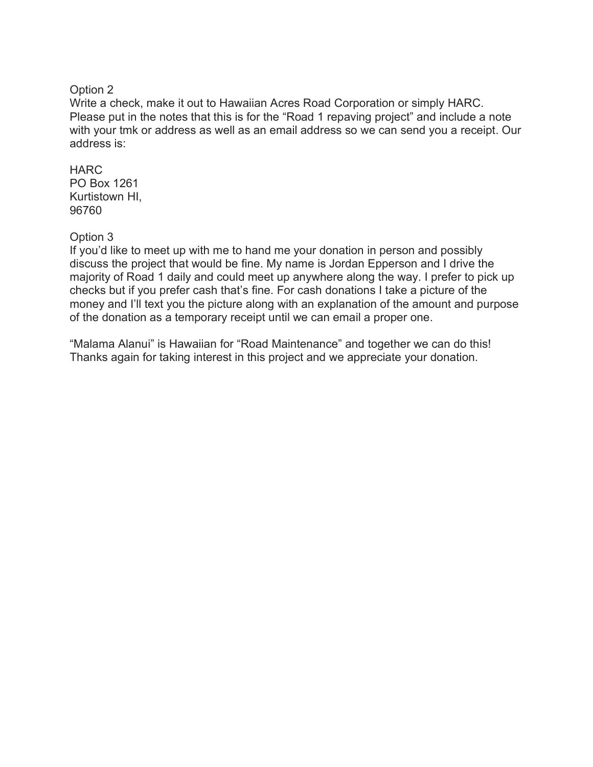Option 2

Write a check, make it out to Hawaiian Acres Road Corporation or simply HARC. Please put in the notes that this is for the “Road 1 repaving project” and include a note with your tmk or address as well as an email address so we can send you a receipt. Our address is:

HARC  
PO Box 1261  
Kurtistown HI,  
96760

Option 3

If you’d like to meet up with me to hand me your donation in person and possibly discuss the project that would be fine. My name is Jordan Epperson and I drive the majority of Road 1 daily and could meet up anywhere along the way. I prefer to pick up checks but if you prefer cash that’s fine. For cash donations I take a picture of the money and I’ll text you the picture along with an explanation of the amount and purpose of the donation as a temporary receipt until we can email a proper one.

“Malama Alanui” is Hawaiian for “Road Maintenance” and together we can do this! Thanks again for taking interest in this project and we appreciate your donation.